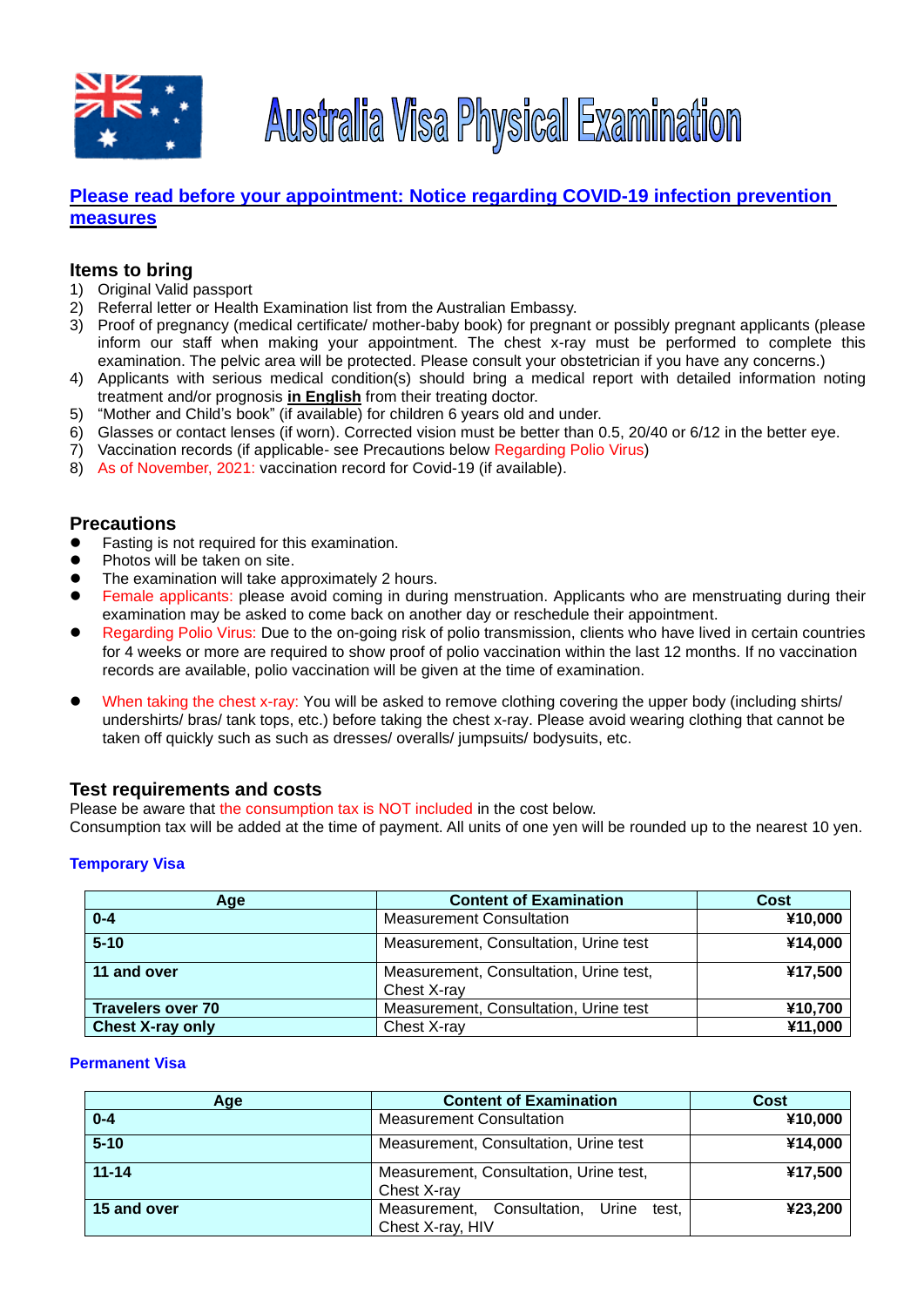# Australia Visa Physical Examination

**[Please read before your appointment: Notice regarding COVID-19 infection prevention measures]**

## Items to bring

1) Original Valid passport
2) Referral letter or Health Examination list from the Australian Embassy.
3) Proof of pregnancy (medical certificate/ mother-baby book) for pregnant or possibly pregnant applicants (please inform our staff when making your appointment. The chest x-ray must be performed to complete this examination. The pelvic area will be protected. Please consult your obstetrician if you have any concerns.)
4) Applicants with serious medical condition(s) should bring a medical report with detailed information noting treatment and/or prognosis **in English** from their treating doctor.
5) "Mother and Child's book" (if available) for children 6 years old and under.
6) Glasses or contact lenses (if worn). Corrected vision must be better than 0.5, 20/40 or 6/12 in the better eye.
7) Vaccination records (if applicable- see Precautions below Regarding Polio Virus)
8) As of November, 2021: vaccination record for Covid-19 (if available).

## Precautions

- Fasting is not required for this examination.
- Photos will be taken on site.
- The examination will take approximately 2 hours.
- Female applicants: please avoid coming in during menstruation. Applicants who are menstruating during their examination may be asked to come back on another day or reschedule their appointment.
- Regarding Polio Virus: Due to the on-going risk of polio transmission, clients who have lived in certain countries for 4 weeks or more are required to show proof of polio vaccination within the last 12 months. If no vaccination records are available, polio vaccination will be given at the time of examination.
- When taking the chest x-ray: You will be asked to remove clothing covering the upper body (including shirts/ undershirts/ bras/ tank tops, etc.) before taking the chest x-ray. Please avoid wearing clothing that cannot be taken off quickly such as such as dresses/ overalls/ jumpsuits/ bodysuits, etc.

## Test requirements and costs

Please be aware that the consumption tax is NOT included in the cost below.
Consumption tax will be added at the time of payment. All units of one yen will be rounded up to the nearest 10 yen.

### Temporary Visa

| Age | Content of Examination | Cost |
|---|---|---|
| **0-4** | Measurement Consultation | **¥10,000** |
| **5-10** | Measurement, Consultation, Urine test | **¥14,000** |
| **11 and over** | Measurement, Consultation, Urine test, Chest X-ray | **¥17,500** |
| **Travelers over 70** | Measurement, Consultation, Urine test | **¥10,700** |
| **Chest X-ray only** | Chest X-ray | **¥11,000** |

### Permanent Visa

| Age | Content of Examination | Cost |
|---|---|---|
| **0-4** | Measurement Consultation | **¥10,000** |
| **5-10** | Measurement, Consultation, Urine test | **¥14,000** |
| **11-14** | Measurement, Consultation, Urine test, Chest X-ray | **¥17,500** |
| **15 and over** | Measurement, Consultation, Urine test, Chest X-ray, HIV | **¥23,200** |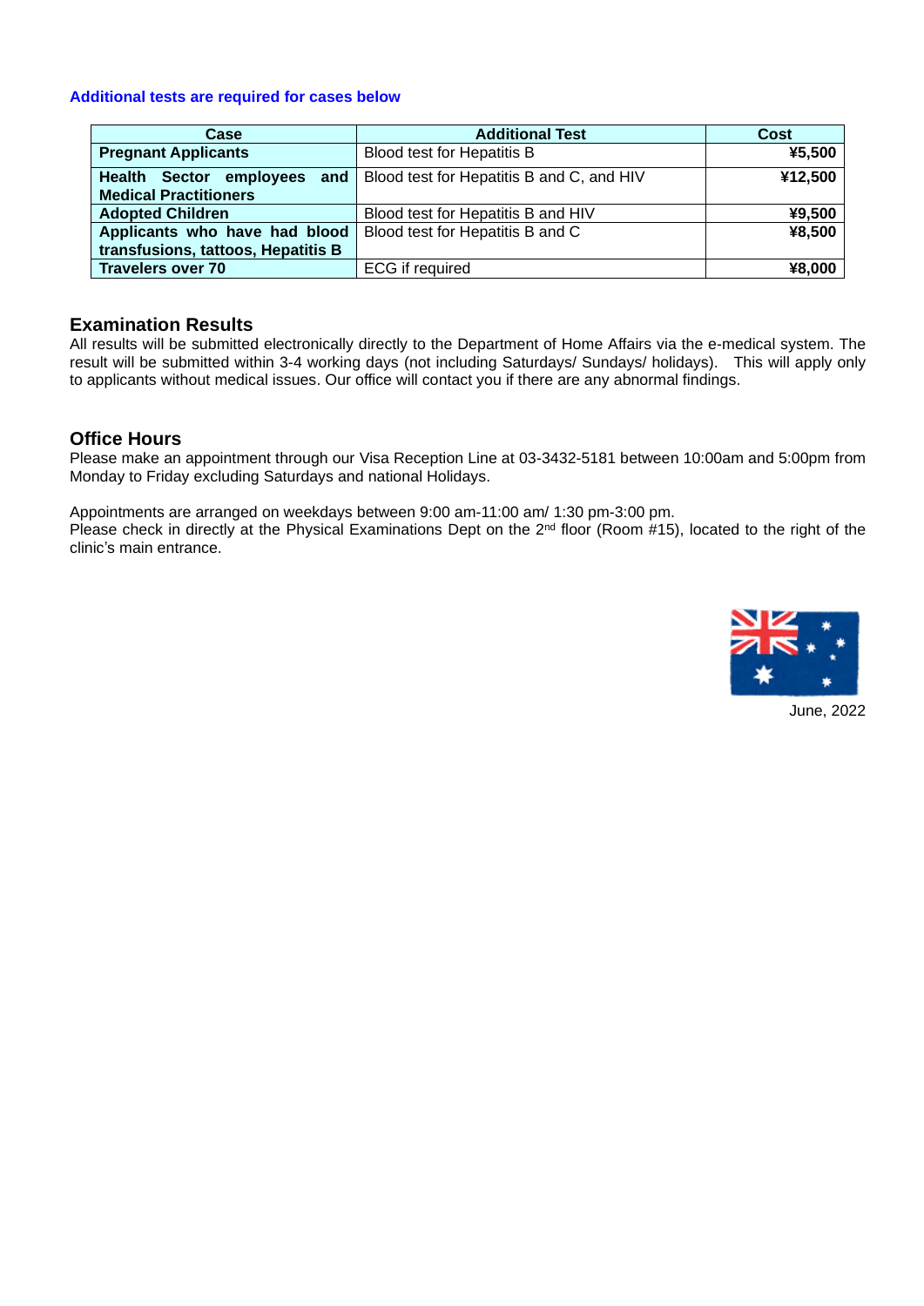**Additional tests are required for cases below**

| Case | Additional Test | Cost |
|---|---|---|
| **Pregnant Applicants** | Blood test for Hepatitis B | **¥5,500** |
| **Health Sector employees and Medical Practitioners** | Blood test for Hepatitis B and C, and HIV | **¥12,500** |
| **Adopted Children** | Blood test for Hepatitis B and HIV | **¥9,500** |
| **Applicants who have had blood transfusions, tattoos, Hepatitis B** | Blood test for Hepatitis B and C | **¥8,500** |
| **Travelers over 70** | ECG if required | **¥8,000** |

## Examination Results

All results will be submitted electronically directly to the Department of Home Affairs via the e-medical system. The result will be submitted within 3-4 working days (not including Saturdays/ Sundays/ holidays). This will apply only to applicants without medical issues. Our office will contact you if there are any abnormal findings.

## Office Hours

Please make an appointment through our Visa Reception Line at 03-3432-5181 between 10:00am and 5:00pm from Monday to Friday excluding Saturdays and national Holidays.

Appointments are arranged on weekdays between 9:00 am-11:00 am/ 1:30 pm-3:00 pm.
Please check in directly at the Physical Examinations Dept on the 2nd floor (Room #15), located to the right of the clinic's main entrance.

June, 2022